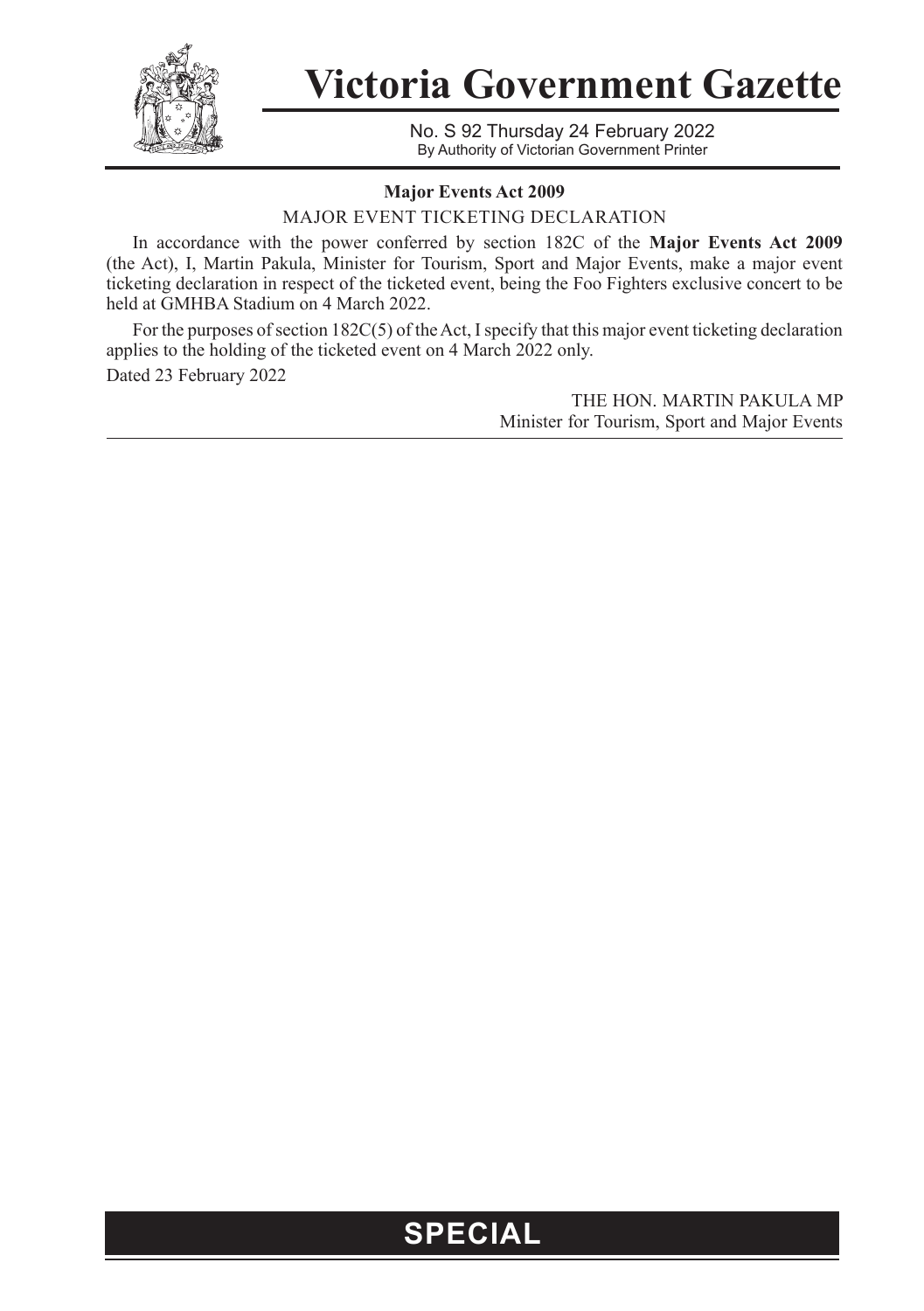# Victoria Government Gazette

No. S 92 Thursday 24 February 2022
By Authority of Victorian Government Printer

**Major Events Act 2009**

MAJOR EVENT TICKETING DECLARATION

In accordance with the power conferred by section 182C of the **Major Events Act 2009** (the Act), I, Martin Pakula, Minister for Tourism, Sport and Major Events, make a major event ticketing declaration in respect of the ticketed event, being the Foo Fighters exclusive concert to be held at GMHBA Stadium on 4 March 2022.

For the purposes of section 182C(5) of the Act, I specify that this major event ticketing declaration applies to the holding of the ticketed event on 4 March 2022 only.

Dated 23 February 2022

THE HON. MARTIN PAKULA MP
Minister for Tourism, Sport and Major Events

**SPECIAL**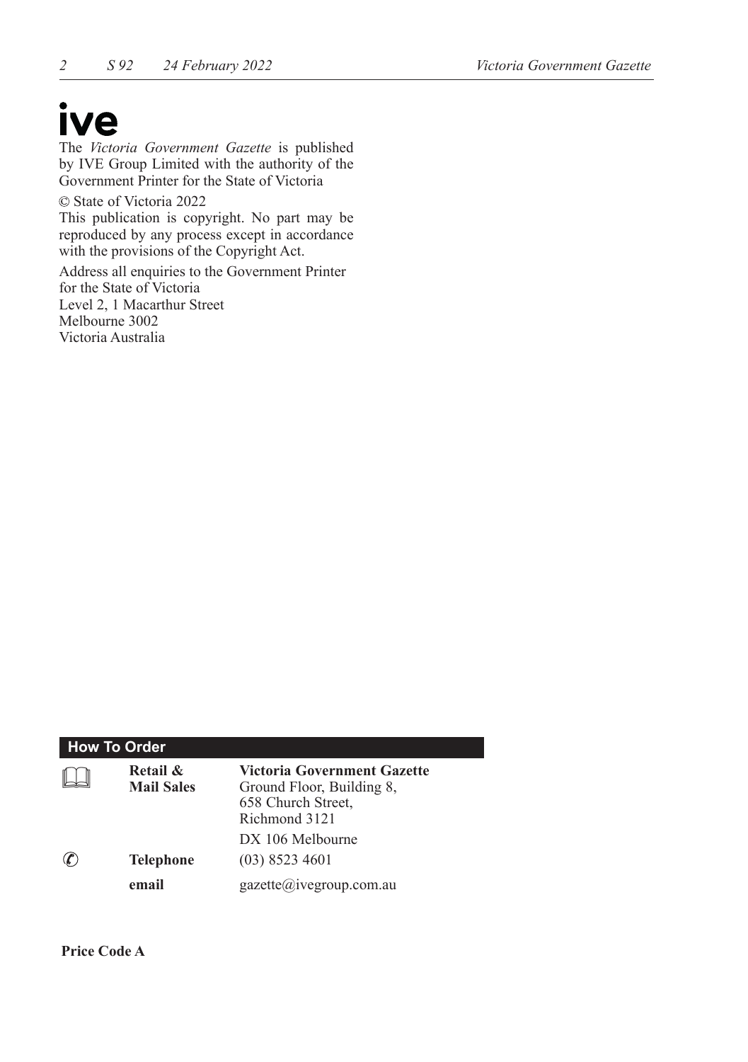ive

The *Victoria Government Gazette* is published by IVE Group Limited with the authority of the Government Printer for the State of Victoria

© State of Victoria 2022

This publication is copyright. No part may be reproduced by any process except in accordance with the provisions of the Copyright Act.

Address all enquiries to the Government Printer for the State of Victoria
Level 2, 1 Macarthur Street
Melbourne 3002
Victoria Australia

## How To Order

| | | |
|---|---|---|
| | **Retail & Mail Sales** | **Victoria Government Gazette**<br>Ground Floor, Building 8,<br>658 Church Street,<br>Richmond 3121<br>DX 106 Melbourne |
| | **Telephone** | (03) 8523 4601 |
| | **email** | gazette@ivegroup.com.au |

**Price Code A**